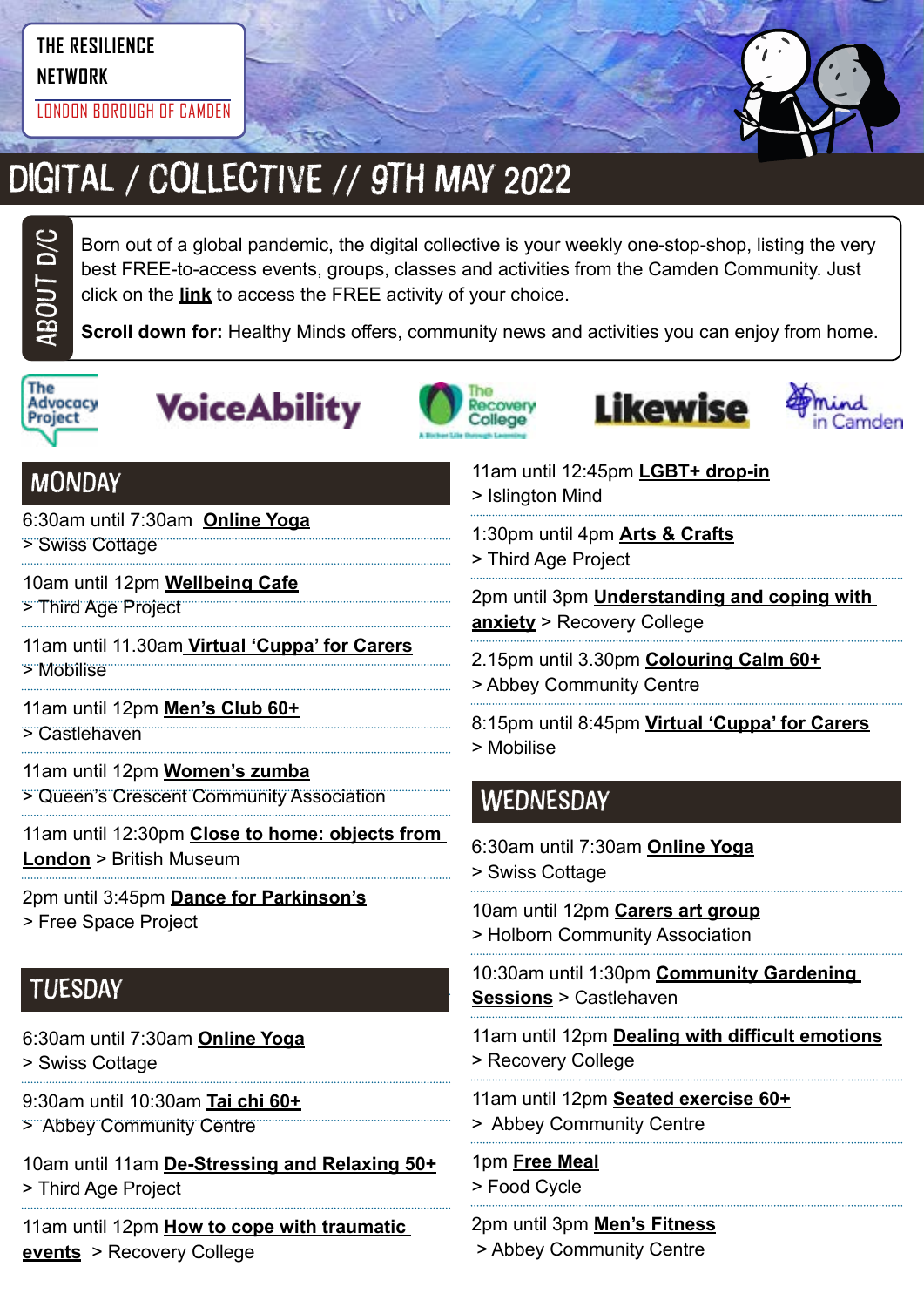THE RESILIENCE NETWORK

LONDON BOROUGH OF CAMDEN

# DIGITAL / COLLECTIVE // 9TH MAY 2022

**ABOUT D/C**

Born out of a global pandemic, the digital collective is your weekly one-stop-shop, listing the very best FREE-to-access events, groups, classes and activities from the Camden Community. Just click on the **link** to access the FREE activity of your choice.

**Scroll down for:** Healthy Minds offers, community news and activities you can enjoy from home.

The Advocacy Project | VoiceAbility | The Recovery College | Likewise | mind in Camden

## MONDAY

6:30am until 7:30am **Online Yoga**
> Swiss Cottage

10am until 12pm **Wellbeing Cafe**
> Third Age Project

11am until 11.30am **Virtual 'Cuppa' for Carers**
> Mobilise

11am until 12pm **Men's Club 60+**
> Castlehaven

11am until 12pm **Women's zumba**
> Queen's Crescent Community Association

11am until 12:30pm **Close to home: objects from London** > British Museum

2pm until 3:45pm **Dance for Parkinson's**
> Free Space Project

## TUESDAY

6:30am until 7:30am **Online Yoga**
> Swiss Cottage

9:30am until 10:30am **Tai chi 60+**
> Abbey Community Centre

10am until 11am **De-Stressing and Relaxing 50+**
> Third Age Project

11am until 12pm **How to cope with traumatic events** > Recovery College

11am until 12:45pm **LGBT+ drop-in**
> Islington Mind

1:30pm until 4pm **Arts & Crafts**
> Third Age Project

2pm until 3pm **Understanding and coping with anxiety** > Recovery College

2.15pm until 3.30pm **Colouring Calm 60+**
> Abbey Community Centre

8:15pm until 8:45pm **Virtual 'Cuppa' for Carers**
> Mobilise

## WEDNESDAY

6:30am until 7:30am **Online Yoga**
> Swiss Cottage

10am until 12pm **Carers art group**
> Holborn Community Association

10:30am until 1:30pm **Community Gardening Sessions** > Castlehaven

11am until 12pm **Dealing with difficult emotions**
> Recovery College

11am until 12pm **Seated exercise 60+**
> Abbey Community Centre

1pm **Free Meal**
> Food Cycle

2pm until 3pm **Men's Fitness**
> Abbey Community Centre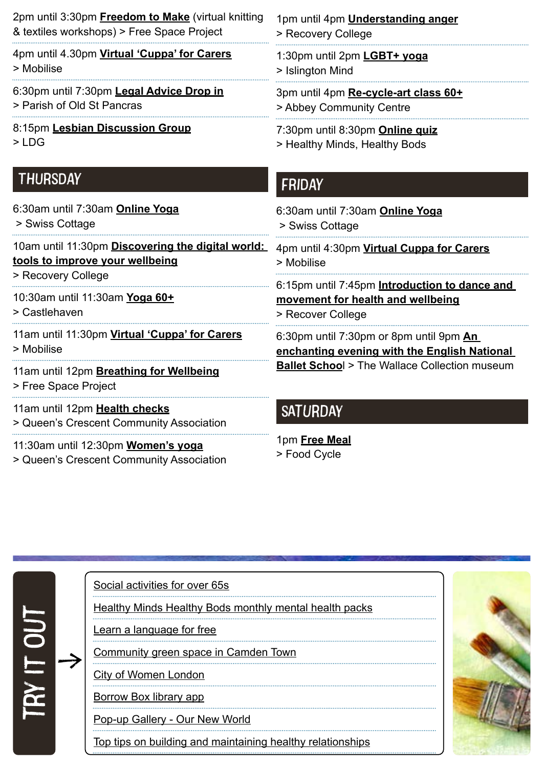2pm until 3:30pm **Freedom to Make** (virtual knitting & textiles workshops) > Free Space Project

4pm until 4.30pm **Virtual 'Cuppa' for Carers** > Mobilise

6:30pm until 7:30pm **Legal Advice Drop in** > Parish of Old St Pancras

8:15pm **Lesbian Discussion Group** > LDG

1pm until 4pm **Understanding anger** > Recovery College

1:30pm until 2pm **LGBT+ yoga** > Islington Mind

3pm until 4pm **Re-cycle-art class 60+** > Abbey Community Centre

7:30pm until 8:30pm **Online quiz** > Healthy Minds, Healthy Bods

## THURSDAY

6:30am until 7:30am **Online Yoga** > Swiss Cottage

10am until 11:30pm **Discovering the digital world: tools to improve your wellbeing** > Recovery College

10:30am until 11:30am **Yoga 60+** > Castlehaven

11am until 11:30pm **Virtual 'Cuppa' for Carers** > Mobilise

11am until 12pm **Breathing for Wellbeing** > Free Space Project

11am until 12pm **Health checks** > Queen's Crescent Community Association

11:30am until 12:30pm **Women's yoga** > Queen's Crescent Community Association

## FRIDAY

6:30am until 7:30am **Online Yoga** > Swiss Cottage

4pm until 4:30pm **Virtual Cuppa for Carers** > Mobilise

6:15pm until 7:45pm **Introduction to dance and movement for health and wellbeing** > Recover College

6:30pm until 7:30pm or 8pm until 9pm **An enchanting evening with the English National Ballet School** > The Wallace Collection museum

## SATURDAY

1pm **Free Meal** > Food Cycle

## TRY IT OUT

- Social activities for over 65s
- Healthy Minds Healthy Bods monthly mental health packs
- Learn a language for free
- Community green space in Camden Town
- City of Women London
- Borrow Box library app
- Pop-up Gallery - Our New World
- Top tips on building and maintaining healthy relationships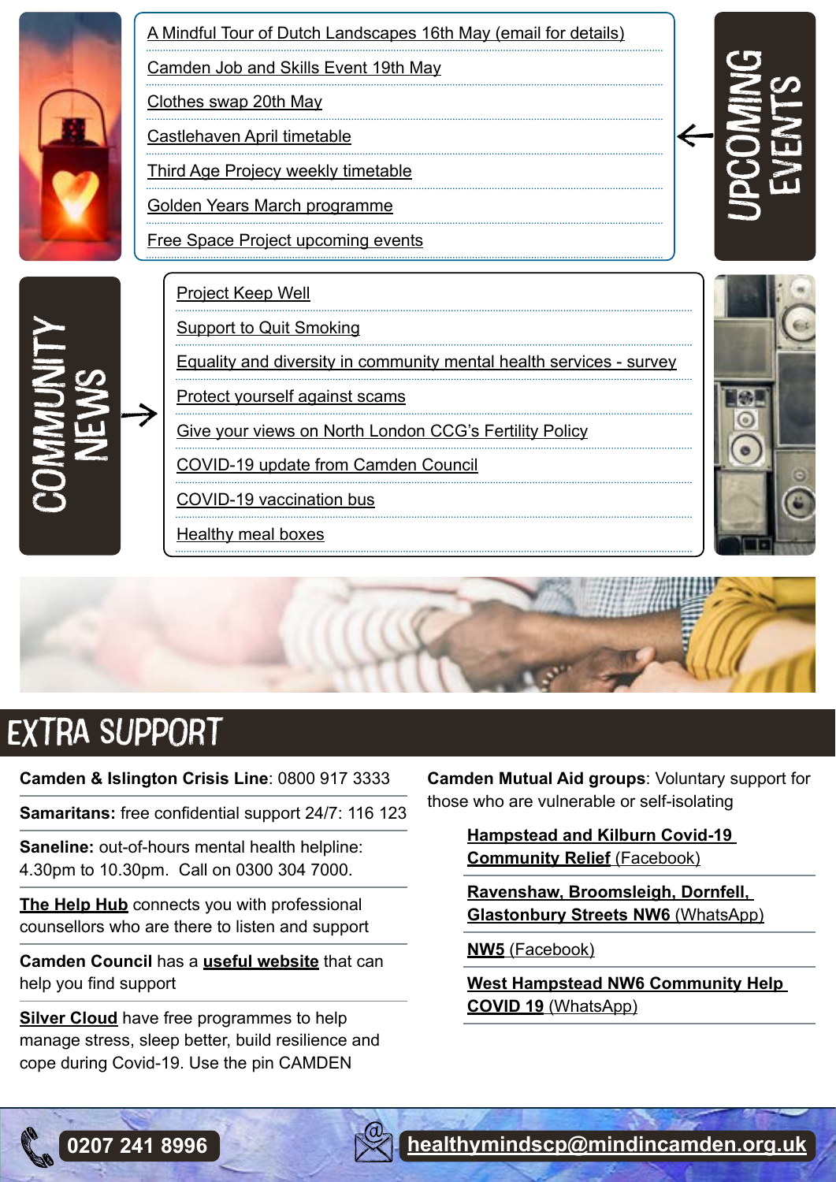## UPCOMING EVENTS

- A Mindful Tour of Dutch Landscapes 16th May (email for details)
- Camden Job and Skills Event 19th May
- Clothes swap 20th May
- Castlehaven April timetable
- Third Age Projecy weekly timetable
- Golden Years March programme
- Free Space Project upcoming events

## COMMUNITY NEWS

- Project Keep Well
- Support to Quit Smoking
- Equality and diversity in community mental health services - survey
- Protect yourself against scams
- Give your views on North London CCG's Fertility Policy
- COVID-19 update from Camden Council
- COVID-19 vaccination bus
- Healthy meal boxes

# EXTRA SUPPORT

**Camden & Islington Crisis Line**: 0800 917 3333

**Samaritans:** free confidential support 24/7: 116 123

**Saneline:** out-of-hours mental health helpline: 4.30pm to 10.30pm. Call on 0300 304 7000.

**The Help Hub** connects you with professional counsellors who are there to listen and support

**Camden Council** has a **useful website** that can help you find support

**Silver Cloud** have free programmes to help manage stress, sleep better, build resilience and cope during Covid-19. Use the pin CAMDEN

**Camden Mutual Aid groups**: Voluntary support for those who are vulnerable or self-isolating

- **Hampstead and Kilburn Covid-19 Community Relief** (Facebook)
- **Ravenshaw, Broomsleigh, Dornfell, Glastonbury Streets NW6** (WhatsApp)
- **NW5** (Facebook)
- **West Hampstead NW6 Community Help COVID 19** (WhatsApp)

0207 241 8996

healthymindscp@mindincamden.org.uk